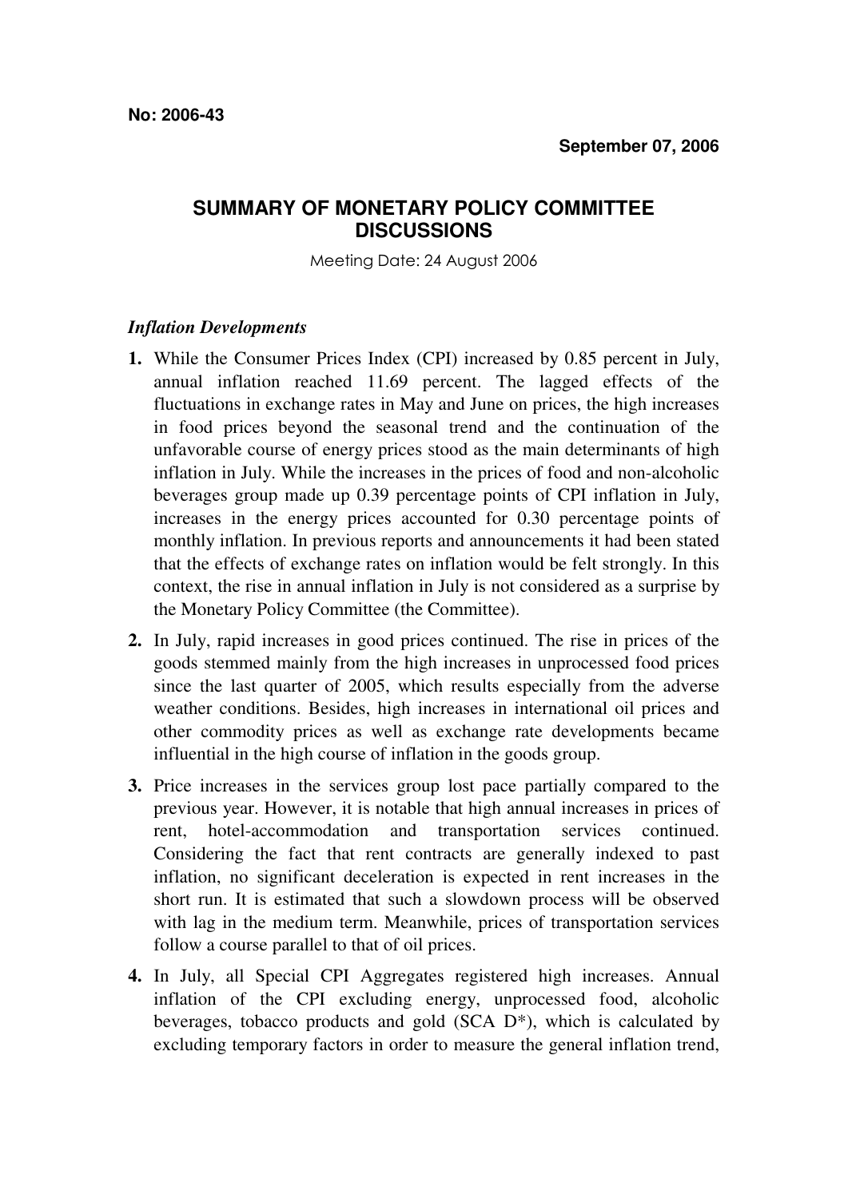**No: 2006-43**

**September 07, 2006**

# SUMMARY OF MONETARY POLICY COMMITTEE DISCUSSIONS

Meeting Date: 24 August 2006

***Inflation Developments***

**1.** While the Consumer Prices Index (CPI) increased by 0.85 percent in July, annual inflation reached 11.69 percent. The lagged effects of the fluctuations in exchange rates in May and June on prices, the high increases in food prices beyond the seasonal trend and the continuation of the unfavorable course of energy prices stood as the main determinants of high inflation in July. While the increases in the prices of food and non-alcoholic beverages group made up 0.39 percentage points of CPI inflation in July, increases in the energy prices accounted for 0.30 percentage points of monthly inflation. In previous reports and announcements it had been stated that the effects of exchange rates on inflation would be felt strongly. In this context, the rise in annual inflation in July is not considered as a surprise by the Monetary Policy Committee (the Committee).

**2.** In July, rapid increases in good prices continued. The rise in prices of the goods stemmed mainly from the high increases in unprocessed food prices since the last quarter of 2005, which results especially from the adverse weather conditions. Besides, high increases in international oil prices and other commodity prices as well as exchange rate developments became influential in the high course of inflation in the goods group.

**3.** Price increases in the services group lost pace partially compared to the previous year. However, it is notable that high annual increases in prices of rent, hotel-accommodation and transportation services continued. Considering the fact that rent contracts are generally indexed to past inflation, no significant deceleration is expected in rent increases in the short run. It is estimated that such a slowdown process will be observed with lag in the medium term. Meanwhile, prices of transportation services follow a course parallel to that of oil prices.

**4.** In July, all Special CPI Aggregates registered high increases. Annual inflation of the CPI excluding energy, unprocessed food, alcoholic beverages, tobacco products and gold (SCA D*), which is calculated by excluding temporary factors in order to measure the general inflation trend,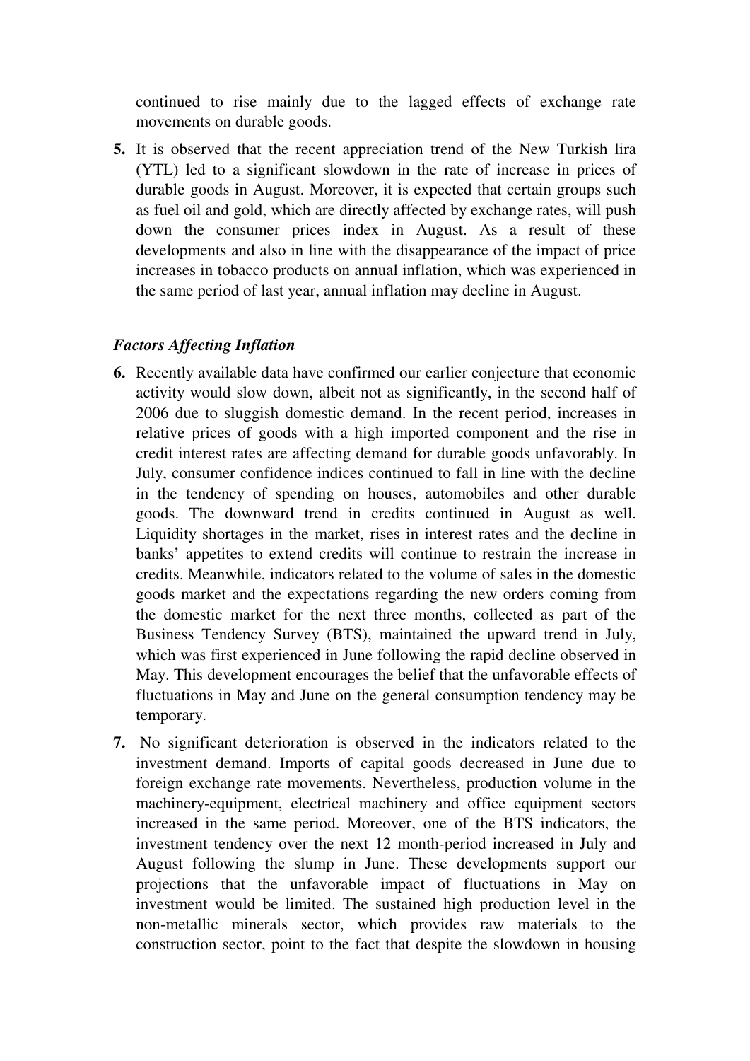continued to rise mainly due to the lagged effects of exchange rate movements on durable goods.

**5.** It is observed that the recent appreciation trend of the New Turkish lira (YTL) led to a significant slowdown in the rate of increase in prices of durable goods in August. Moreover, it is expected that certain groups such as fuel oil and gold, which are directly affected by exchange rates, will push down the consumer prices index in August. As a result of these developments and also in line with the disappearance of the impact of price increases in tobacco products on annual inflation, which was experienced in the same period of last year, annual inflation may decline in August.

***Factors Affecting Inflation***

**6.** Recently available data have confirmed our earlier conjecture that economic activity would slow down, albeit not as significantly, in the second half of 2006 due to sluggish domestic demand. In the recent period, increases in relative prices of goods with a high imported component and the rise in credit interest rates are affecting demand for durable goods unfavorably. In July, consumer confidence indices continued to fall in line with the decline in the tendency of spending on houses, automobiles and other durable goods. The downward trend in credits continued in August as well. Liquidity shortages in the market, rises in interest rates and the decline in banks' appetites to extend credits will continue to restrain the increase in credits. Meanwhile, indicators related to the volume of sales in the domestic goods market and the expectations regarding the new orders coming from the domestic market for the next three months, collected as part of the Business Tendency Survey (BTS), maintained the upward trend in July, which was first experienced in June following the rapid decline observed in May. This development encourages the belief that the unfavorable effects of fluctuations in May and June on the general consumption tendency may be temporary.

**7.** No significant deterioration is observed in the indicators related to the investment demand. Imports of capital goods decreased in June due to foreign exchange rate movements. Nevertheless, production volume in the machinery-equipment, electrical machinery and office equipment sectors increased in the same period. Moreover, one of the BTS indicators, the investment tendency over the next 12 month-period increased in July and August following the slump in June. These developments support our projections that the unfavorable impact of fluctuations in May on investment would be limited. The sustained high production level in the non-metallic minerals sector, which provides raw materials to the construction sector, point to the fact that despite the slowdown in housing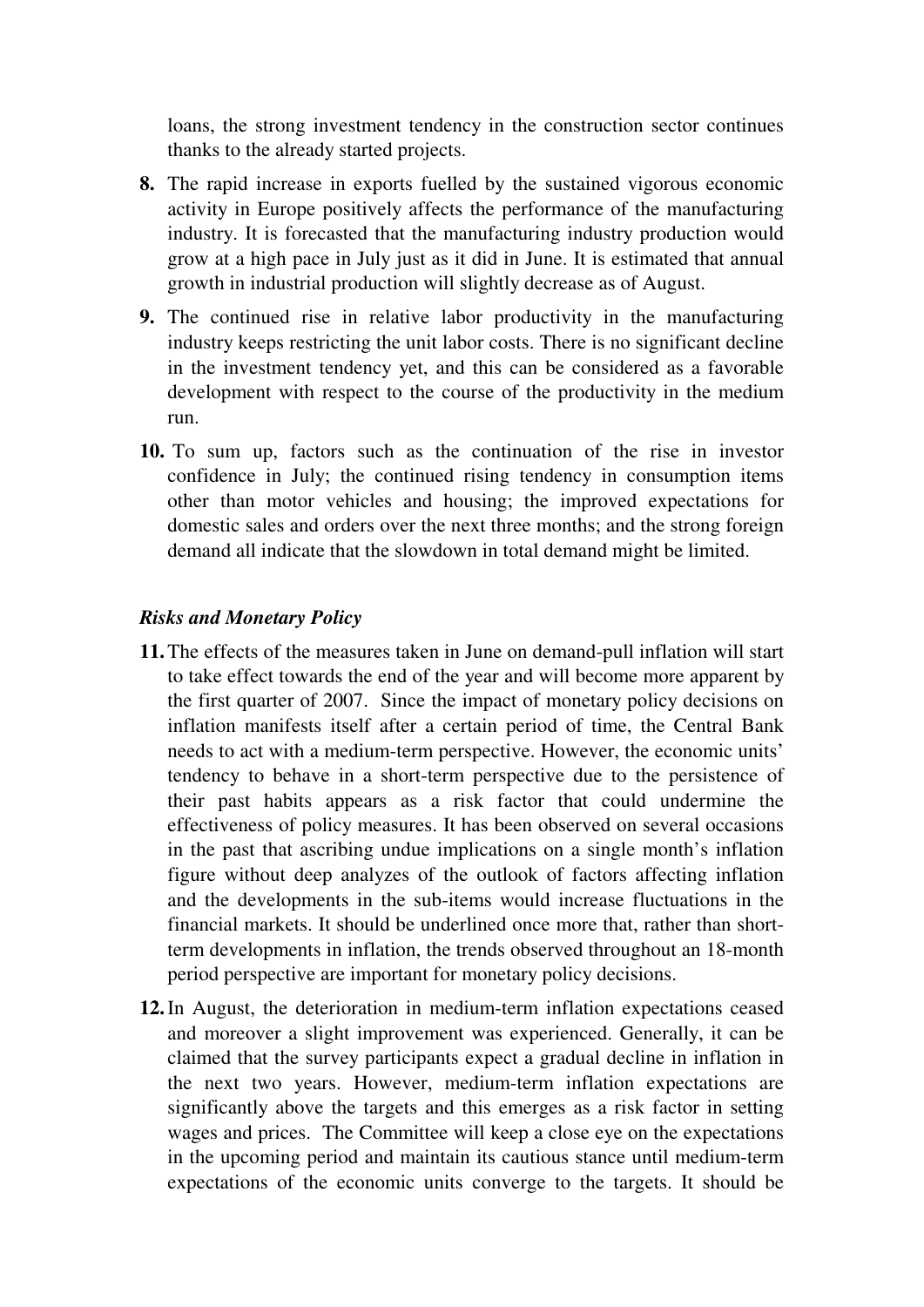loans, the strong investment tendency in the construction sector continues thanks to the already started projects.

**8.** The rapid increase in exports fuelled by the sustained vigorous economic activity in Europe positively affects the performance of the manufacturing industry. It is forecasted that the manufacturing industry production would grow at a high pace in July just as it did in June. It is estimated that annual growth in industrial production will slightly decrease as of August.

**9.** The continued rise in relative labor productivity in the manufacturing industry keeps restricting the unit labor costs. There is no significant decline in the investment tendency yet, and this can be considered as a favorable development with respect to the course of the productivity in the medium run.

**10.** To sum up, factors such as the continuation of the rise in investor confidence in July; the continued rising tendency in consumption items other than motor vehicles and housing; the improved expectations for domestic sales and orders over the next three months; and the strong foreign demand all indicate that the slowdown in total demand might be limited.

***Risks and Monetary Policy***

**11.** The effects of the measures taken in June on demand-pull inflation will start to take effect towards the end of the year and will become more apparent by the first quarter of 2007. Since the impact of monetary policy decisions on inflation manifests itself after a certain period of time, the Central Bank needs to act with a medium-term perspective. However, the economic units' tendency to behave in a short-term perspective due to the persistence of their past habits appears as a risk factor that could undermine the effectiveness of policy measures. It has been observed on several occasions in the past that ascribing undue implications on a single month's inflation figure without deep analyzes of the outlook of factors affecting inflation and the developments in the sub-items would increase fluctuations in the financial markets. It should be underlined once more that, rather than short-term developments in inflation, the trends observed throughout an 18-month period perspective are important for monetary policy decisions.

**12.** In August, the deterioration in medium-term inflation expectations ceased and moreover a slight improvement was experienced. Generally, it can be claimed that the survey participants expect a gradual decline in inflation in the next two years. However, medium-term inflation expectations are significantly above the targets and this emerges as a risk factor in setting wages and prices. The Committee will keep a close eye on the expectations in the upcoming period and maintain its cautious stance until medium-term expectations of the economic units converge to the targets. It should be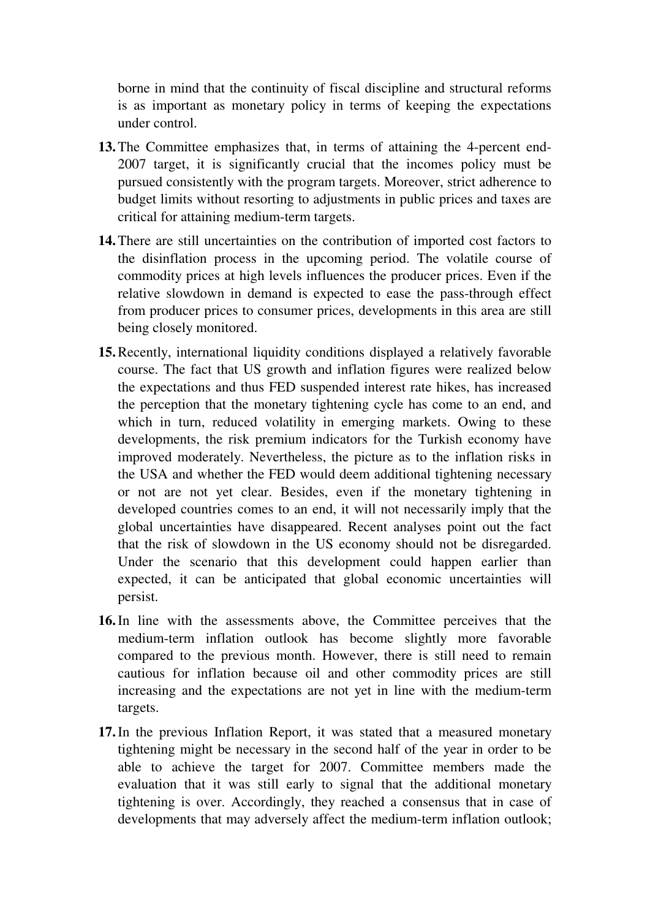borne in mind that the continuity of fiscal discipline and structural reforms is as important as monetary policy in terms of keeping the expectations under control.

**13.** The Committee emphasizes that, in terms of attaining the 4-percent end-2007 target, it is significantly crucial that the incomes policy must be pursued consistently with the program targets. Moreover, strict adherence to budget limits without resorting to adjustments in public prices and taxes are critical for attaining medium-term targets.

**14.** There are still uncertainties on the contribution of imported cost factors to the disinflation process in the upcoming period. The volatile course of commodity prices at high levels influences the producer prices. Even if the relative slowdown in demand is expected to ease the pass-through effect from producer prices to consumer prices, developments in this area are still being closely monitored.

**15.** Recently, international liquidity conditions displayed a relatively favorable course. The fact that US growth and inflation figures were realized below the expectations and thus FED suspended interest rate hikes, has increased the perception that the monetary tightening cycle has come to an end, and which in turn, reduced volatility in emerging markets. Owing to these developments, the risk premium indicators for the Turkish economy have improved moderately. Nevertheless, the picture as to the inflation risks in the USA and whether the FED would deem additional tightening necessary or not are not yet clear. Besides, even if the monetary tightening in developed countries comes to an end, it will not necessarily imply that the global uncertainties have disappeared. Recent analyses point out the fact that the risk of slowdown in the US economy should not be disregarded. Under the scenario that this development could happen earlier than expected, it can be anticipated that global economic uncertainties will persist.

**16.** In line with the assessments above, the Committee perceives that the medium-term inflation outlook has become slightly more favorable compared to the previous month. However, there is still need to remain cautious for inflation because oil and other commodity prices are still increasing and the expectations are not yet in line with the medium-term targets.

**17.** In the previous Inflation Report, it was stated that a measured monetary tightening might be necessary in the second half of the year in order to be able to achieve the target for 2007. Committee members made the evaluation that it was still early to signal that the additional monetary tightening is over. Accordingly, they reached a consensus that in case of developments that may adversely affect the medium-term inflation outlook;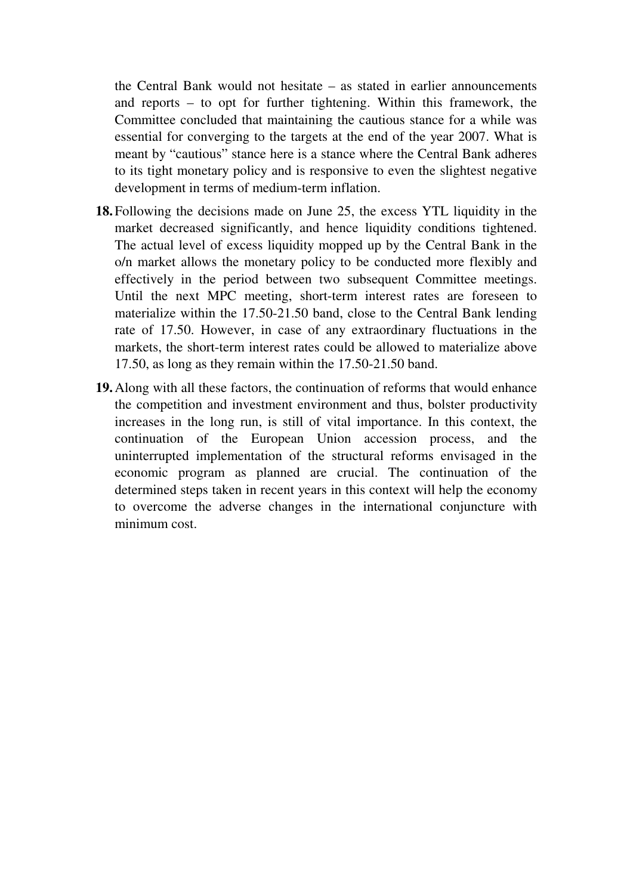the Central Bank would not hesitate – as stated in earlier announcements and reports – to opt for further tightening. Within this framework, the Committee concluded that maintaining the cautious stance for a while was essential for converging to the targets at the end of the year 2007. What is meant by "cautious" stance here is a stance where the Central Bank adheres to its tight monetary policy and is responsive to even the slightest negative development in terms of medium-term inflation.

**18.** Following the decisions made on June 25, the excess YTL liquidity in the market decreased significantly, and hence liquidity conditions tightened. The actual level of excess liquidity mopped up by the Central Bank in the o/n market allows the monetary policy to be conducted more flexibly and effectively in the period between two subsequent Committee meetings. Until the next MPC meeting, short-term interest rates are foreseen to materialize within the 17.50-21.50 band, close to the Central Bank lending rate of 17.50. However, in case of any extraordinary fluctuations in the markets, the short-term interest rates could be allowed to materialize above 17.50, as long as they remain within the 17.50-21.50 band.

**19.** Along with all these factors, the continuation of reforms that would enhance the competition and investment environment and thus, bolster productivity increases in the long run, is still of vital importance. In this context, the continuation of the European Union accession process, and the uninterrupted implementation of the structural reforms envisaged in the economic program as planned are crucial. The continuation of the determined steps taken in recent years in this context will help the economy to overcome the adverse changes in the international conjuncture with minimum cost.